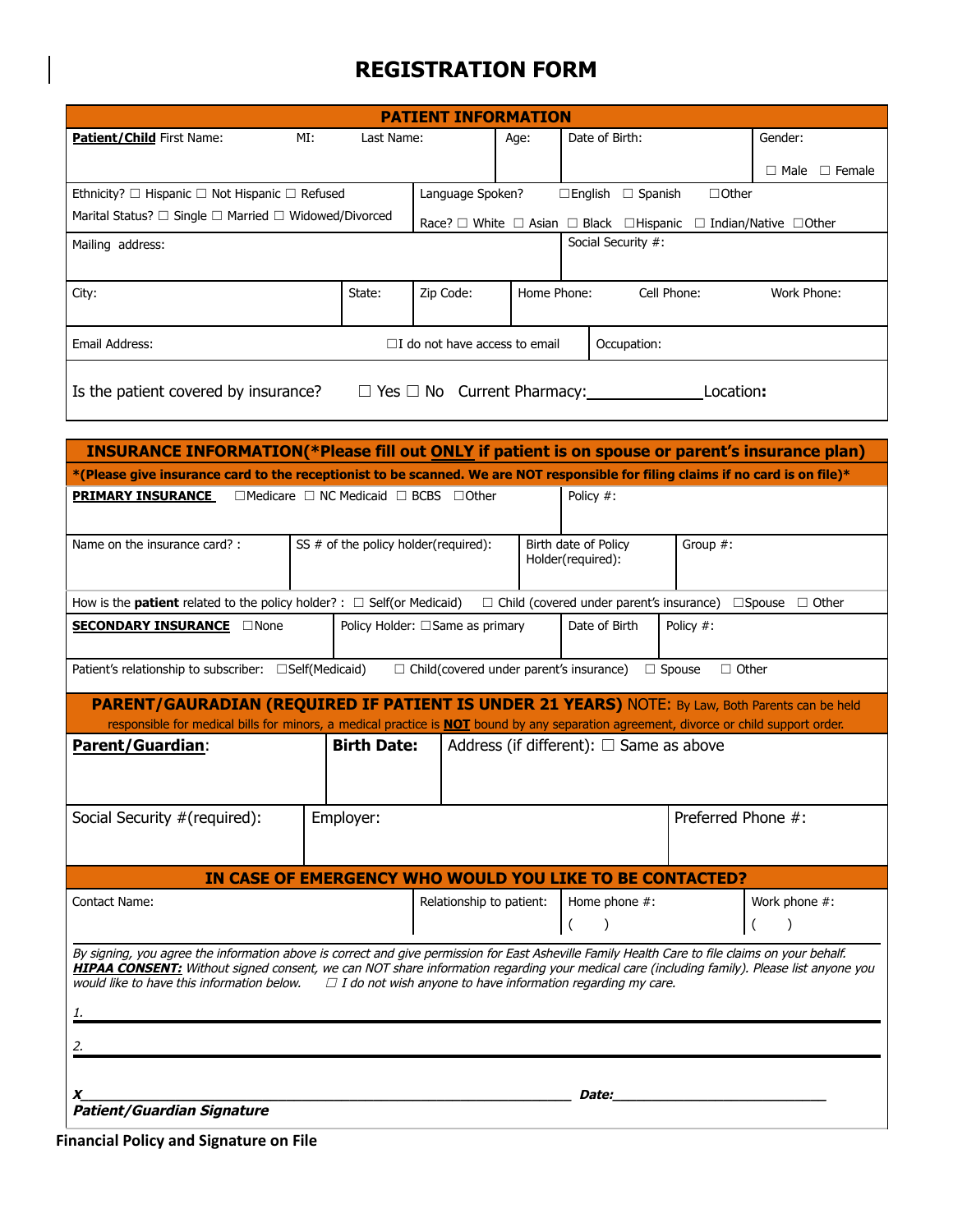# REGISTRATION FORM

## PATIENT INFORMATION

| | | | | | |
|---|---|---|---|---|---|
| **Patient/Child** First Name: | MI: | Last Name: | Age: | Date of Birth: | Gender: ☐ Male ☐ Female |

Ethnicity? ☐ Hispanic ☐ Not Hispanic ☐ Refused

Marital Status? ☐ Single ☐ Married ☐ Widowed/Divorced

Language Spoken? ☐English ☐ Spanish ☐Other

Race? ☐ White ☐ Asian ☐ Black ☐Hispanic ☐ Indian/Native ☐Other

| | |
|---|---|
| Mailing address: | Social Security #: |

| | | | | | |
|---|---|---|---|---|---|
| City: | State: | Zip Code: | Home Phone: | Cell Phone: | Work Phone: |

| | |
|---|---|
| Email Address: ☐I do not have access to email | Occupation: |

Is the patient covered by insurance? ☐ Yes ☐ No Current Pharmacy:_____________Location:

## INSURANCE INFORMATION(*Please fill out ONLY if patient is on spouse or parent's insurance plan)

**\*(Please give insurance card to the receptionist to be scanned. We are NOT responsible for filing claims if no card is on file)\***

| | |
|---|---|
| **PRIMARY INSURANCE** ☐Medicare ☐ NC Medicaid ☐ BCBS ☐Other | Policy #: |

| | | | |
|---|---|---|---|
| Name on the insurance card? : | SS # of the policy holder(required): | Birth date of Policy Holder(required): | Group #: |

How is the **patient** related to the policy holder? : ☐ Self(or Medicaid) ☐ Child (covered under parent's insurance) ☐Spouse ☐ Other

| | | | |
|---|---|---|---|
| **SECONDARY INSURANCE** ☐None | Policy Holder: ☐Same as primary | Date of Birth | Policy #: |

Patient's relationship to subscriber: ☐Self(Medicaid) ☐ Child(covered under parent's insurance) ☐ Spouse ☐ Other

## PARENT/GAURADIAN (REQUIRED IF PATIENT IS UNDER 21 YEARS)

NOTE: By Law, Both Parents can be held responsible for medical bills for minors, a medical practice is **NOT** bound by any separation agreement, divorce or child support order.

| | | |
|---|---|---|
| **Parent/Guardian**: | **Birth Date:** | Address (if different): ☐ Same as above |

| | | |
|---|---|---|
| Social Security #(required): | Employer: | Preferred Phone #: |

## IN CASE OF EMERGENCY WHO WOULD YOU LIKE TO BE CONTACTED?

| | | | |
|---|---|---|---|
| Contact Name: | Relationship to patient: | Home phone #: ( ) | Work phone #: ( ) |

*By signing, you agree the information above is correct and give permission for East Asheville Family Health Care to file claims on your behalf.* ***HIPAA CONSENT:*** *Without signed consent, we can NOT share information regarding your medical care (including family). Please list anyone you would like to have this information below.* ☐ *I do not wish anyone to have information regarding my care.*

*1.* ________________________________________________

*2.* ________________________________________________

***X***________________________________________________ ***Date:***__________________________

***Patient/Guardian Signature***

**Financial Policy and Signature on File**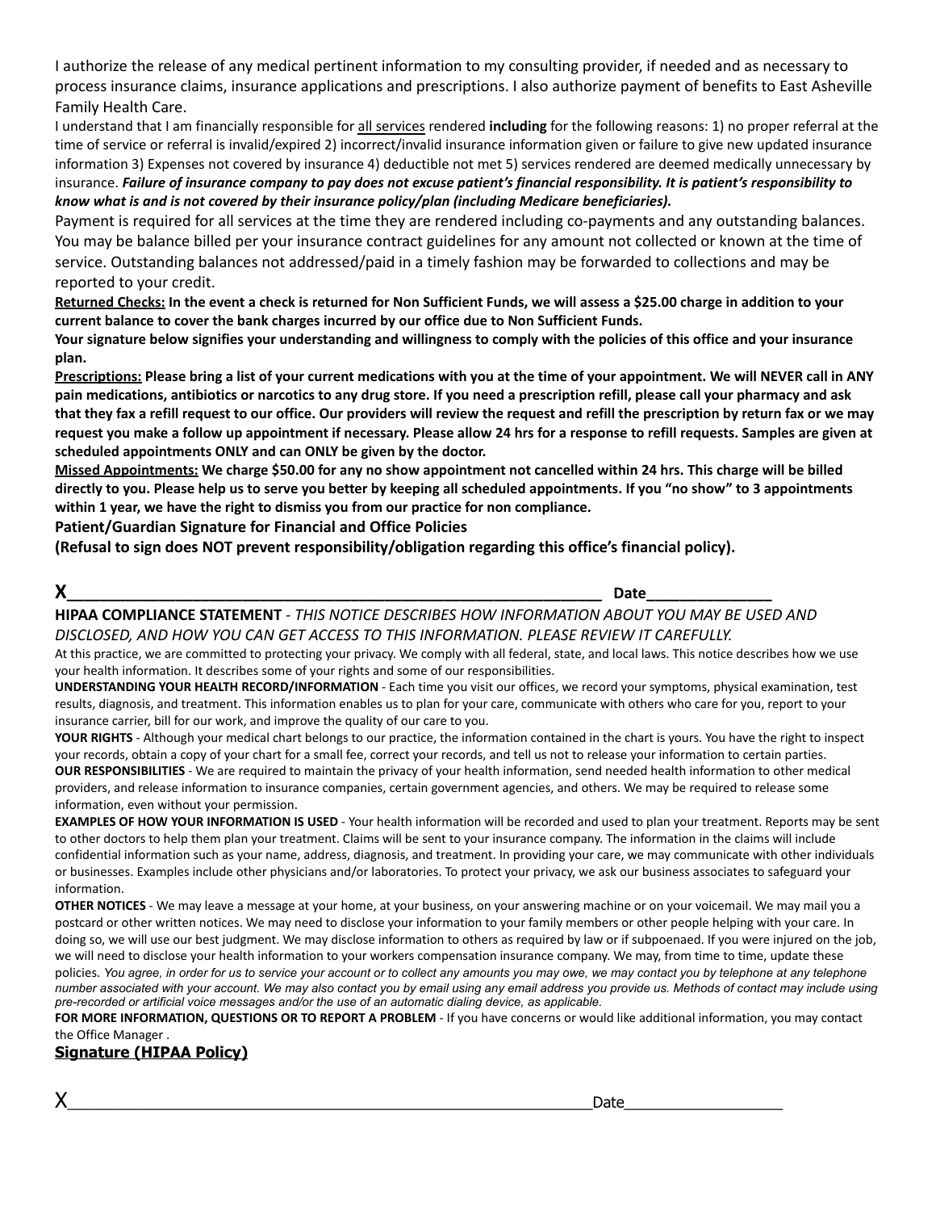I authorize the release of any medical pertinent information to my consulting provider, if needed and as necessary to process insurance claims, insurance applications and prescriptions. I also authorize payment of benefits to East Asheville Family Health Care.

I understand that I am financially responsible for all services rendered **including** for the following reasons: 1) no proper referral at the time of service or referral is invalid/expired 2) incorrect/invalid insurance information given or failure to give new updated insurance information 3) Expenses not covered by insurance 4) deductible not met 5) services rendered are deemed medically unnecessary by insurance. ***Failure of insurance company to pay does not excuse patient's financial responsibility. It is patient's responsibility to know what is and is not covered by their insurance policy/plan (including Medicare beneficiaries).***

Payment is required for all services at the time they are rendered including co-payments and any outstanding balances. You may be balance billed per your insurance contract guidelines for any amount not collected or known at the time of service. Outstanding balances not addressed/paid in a timely fashion may be forwarded to collections and may be reported to your credit.

**Returned Checks: In the event a check is returned for Non Sufficient Funds, we will assess a $25.00 charge in addition to your current balance to cover the bank charges incurred by our office due to Non Sufficient Funds.**

**Your signature below signifies your understanding and willingness to comply with the policies of this office and your insurance plan.**

**Prescriptions: Please bring a list of your current medications with you at the time of your appointment. We will NEVER call in ANY pain medications, antibiotics or narcotics to any drug store. If you need a prescription refill, please call your pharmacy and ask that they fax a refill request to our office. Our providers will review the request and refill the prescription by return fax or we may request you make a follow up appointment if necessary. Please allow 24 hrs for a response to refill requests. Samples are given at scheduled appointments ONLY and can ONLY be given by the doctor.**

**Missed Appointments: We charge $50.00 for any no show appointment not cancelled within 24 hrs. This charge will be billed directly to you. Please help us to serve you better by keeping all scheduled appointments. If you "no show" to 3 appointments within 1 year, we have the right to dismiss you from our practice for non compliance.**

**Patient/Guardian Signature for Financial and Office Policies**

**(Refusal to sign does NOT prevent responsibility/obligation regarding this office's financial policy).**

**X**_______________________________________________________________ **Date**_______________

**HIPAA COMPLIANCE STATEMENT** - *THIS NOTICE DESCRIBES HOW INFORMATION ABOUT YOU MAY BE USED AND DISCLOSED, AND HOW YOU CAN GET ACCESS TO THIS INFORMATION. PLEASE REVIEW IT CAREFULLY.*

At this practice, we are committed to protecting your privacy. We comply with all federal, state, and local laws. This notice describes how we use your health information. It describes some of your rights and some of our responsibilities.

**UNDERSTANDING YOUR HEALTH RECORD/INFORMATION** - Each time you visit our offices, we record your symptoms, physical examination, test results, diagnosis, and treatment. This information enables us to plan for your care, communicate with others who care for you, report to your insurance carrier, bill for our work, and improve the quality of our care to you.

**YOUR RIGHTS** - Although your medical chart belongs to our practice, the information contained in the chart is yours. You have the right to inspect your records, obtain a copy of your chart for a small fee, correct your records, and tell us not to release your information to certain parties.

**OUR RESPONSIBILITIES** - We are required to maintain the privacy of your health information, send needed health information to other medical providers, and release information to insurance companies, certain government agencies, and others. We may be required to release some information, even without your permission.

**EXAMPLES OF HOW YOUR INFORMATION IS USED** - Your health information will be recorded and used to plan your treatment. Reports may be sent to other doctors to help them plan your treatment. Claims will be sent to your insurance company. The information in the claims will include confidential information such as your name, address, diagnosis, and treatment. In providing your care, we may communicate with other individuals or businesses. Examples include other physicians and/or laboratories. To protect your privacy, we ask our business associates to safeguard your information.

**OTHER NOTICES** - We may leave a message at your home, at your business, on your answering machine or on your voicemail. We may mail you a postcard or other written notices. We may need to disclose your information to your family members or other people helping with your care. In doing so, we will use our best judgment. We may disclose information to others as required by law or if subpoenaed. If you were injured on the job, we will need to disclose your health information to your workers compensation insurance company. We may, from time to time, update these policies. *You agree, in order for us to service your account or to collect any amounts you may owe, we may contact you by telephone at any telephone number associated with your account. We may also contact you by email using any email address you provide us. Methods of contact may include using pre-recorded or artificial voice messages and/or the use of an automatic dialing device, as applicable.*

**FOR MORE INFORMATION, QUESTIONS OR TO REPORT A PROBLEM** - If you have concerns or would like additional information, you may contact the Office Manager .

**Signature (HIPAA Policy)**

X____________________________________________________________Date__________________